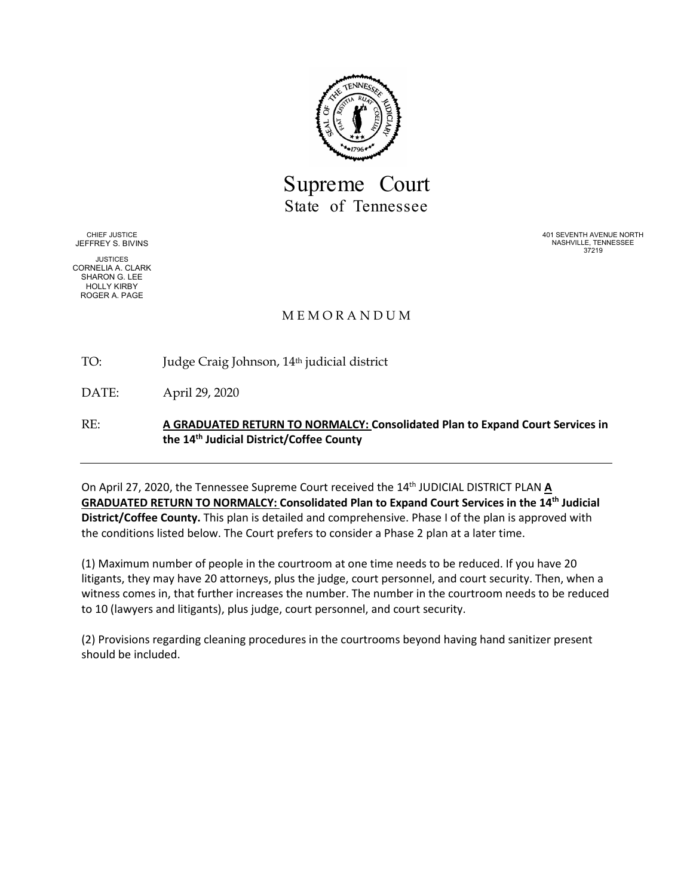# Supreme Court
## State of Tennessee

CHIEF JUSTICE
JEFFREY S. BIVINS

JUSTICES
CORNELIA A. CLARK
SHARON G. LEE
HOLLY KIRBY
ROGER A. PAGE

401 SEVENTH AVENUE NORTH
NASHVILLE, TENNESSEE
37219

MEMORANDUM

TO: Judge Craig Johnson, 14th judicial district

DATE: April 29, 2020

RE: **A GRADUATED RETURN TO NORMALCY: Consolidated Plan to Expand Court Services in the 14th Judicial District/Coffee County**

---

On April 27, 2020, the Tennessee Supreme Court received the 14th JUDICIAL DISTRICT PLAN **A GRADUATED RETURN TO NORMALCY: Consolidated Plan to Expand Court Services in the 14th Judicial District/Coffee County.** This plan is detailed and comprehensive. Phase I of the plan is approved with the conditions listed below. The Court prefers to consider a Phase 2 plan at a later time.

(1) Maximum number of people in the courtroom at one time needs to be reduced. If you have 20 litigants, they may have 20 attorneys, plus the judge, court personnel, and court security. Then, when a witness comes in, that further increases the number. The number in the courtroom needs to be reduced to 10 (lawyers and litigants), plus judge, court personnel, and court security.

(2) Provisions regarding cleaning procedures in the courtrooms beyond having hand sanitizer present should be included.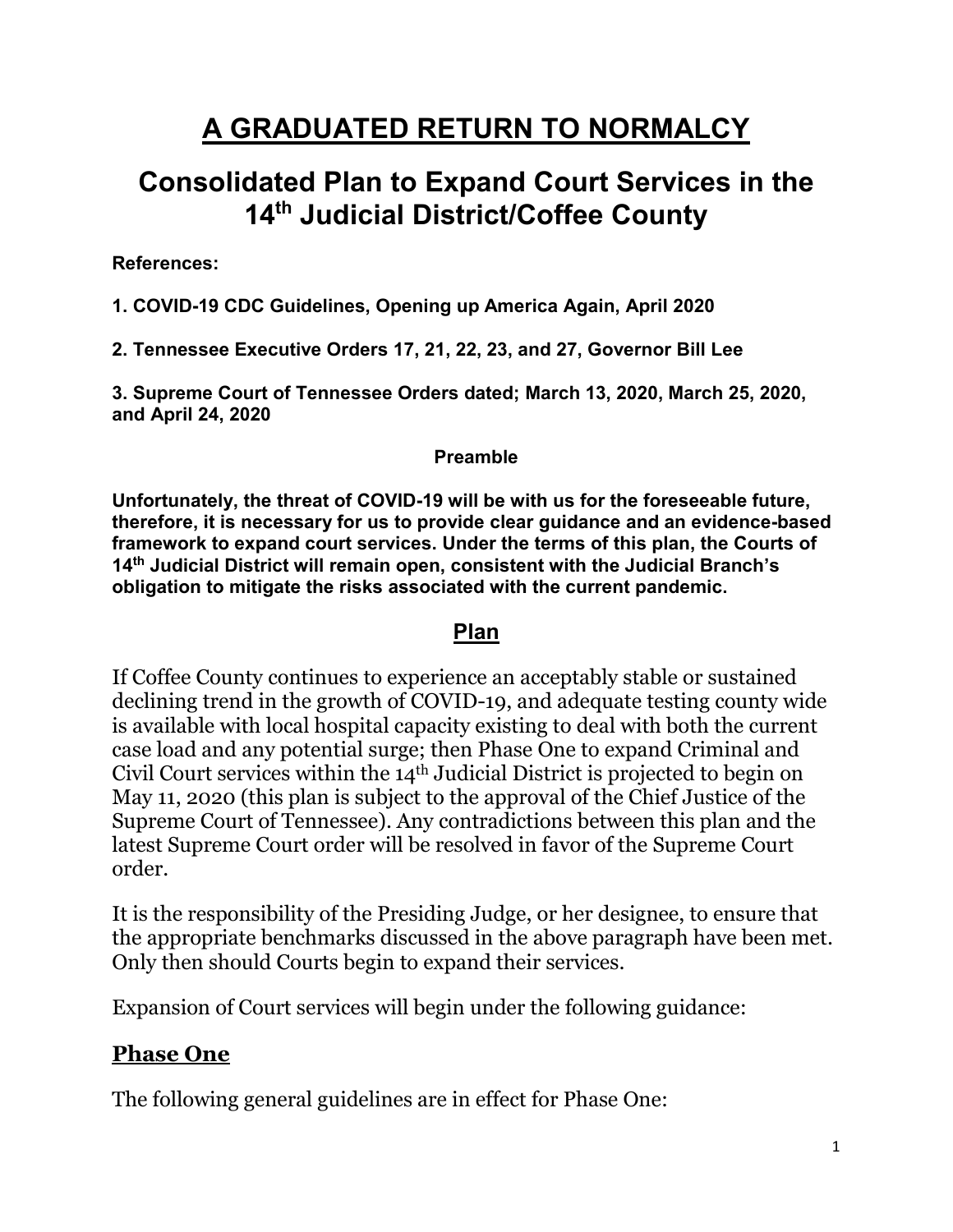# A GRADUATED RETURN TO NORMALCY

## Consolidated Plan to Expand Court Services in the 14th Judicial District/Coffee County

**References:**

**1. COVID-19 CDC Guidelines, Opening up America Again, April 2020**

**2. Tennessee Executive Orders 17, 21, 22, 23, and 27, Governor Bill Lee**

**3. Supreme Court of Tennessee Orders dated; March 13, 2020, March 25, 2020, and April 24, 2020**

**Preamble**

**Unfortunately, the threat of COVID-19 will be with us for the foreseeable future, therefore, it is necessary for us to provide clear guidance and an evidence-based framework to expand court services. Under the terms of this plan, the Courts of 14th Judicial District will remain open, consistent with the Judicial Branch's obligation to mitigate the risks associated with the current pandemic.**

## Plan

If Coffee County continues to experience an acceptably stable or sustained declining trend in the growth of COVID-19, and adequate testing county wide is available with local hospital capacity existing to deal with both the current case load and any potential surge; then Phase One to expand Criminal and Civil Court services within the 14th Judicial District is projected to begin on May 11, 2020 (this plan is subject to the approval of the Chief Justice of the Supreme Court of Tennessee). Any contradictions between this plan and the latest Supreme Court order will be resolved in favor of the Supreme Court order.

It is the responsibility of the Presiding Judge, or her designee, to ensure that the appropriate benchmarks discussed in the above paragraph have been met. Only then should Courts begin to expand their services.

Expansion of Court services will begin under the following guidance:

## Phase One

The following general guidelines are in effect for Phase One: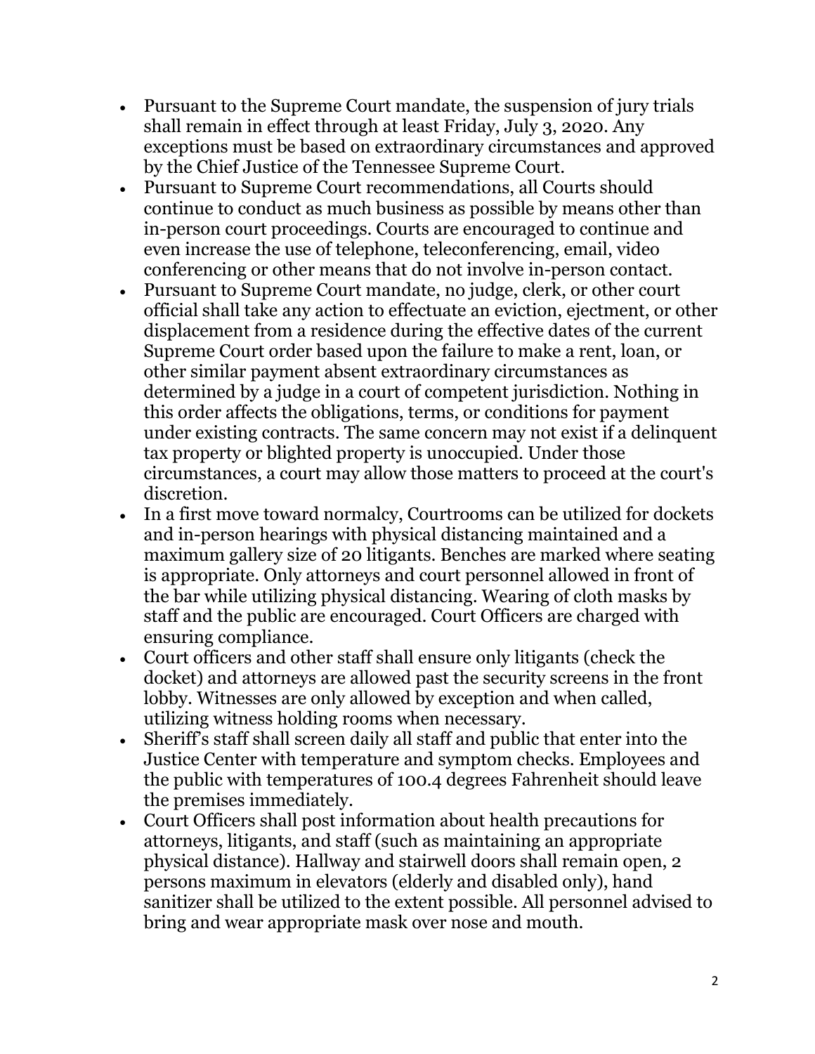- Pursuant to the Supreme Court mandate, the suspension of jury trials shall remain in effect through at least Friday, July 3, 2020. Any exceptions must be based on extraordinary circumstances and approved by the Chief Justice of the Tennessee Supreme Court.
- Pursuant to Supreme Court recommendations, all Courts should continue to conduct as much business as possible by means other than in-person court proceedings. Courts are encouraged to continue and even increase the use of telephone, teleconferencing, email, video conferencing or other means that do not involve in-person contact.
- Pursuant to Supreme Court mandate, no judge, clerk, or other court official shall take any action to effectuate an eviction, ejectment, or other displacement from a residence during the effective dates of the current Supreme Court order based upon the failure to make a rent, loan, or other similar payment absent extraordinary circumstances as determined by a judge in a court of competent jurisdiction. Nothing in this order affects the obligations, terms, or conditions for payment under existing contracts. The same concern may not exist if a delinquent tax property or blighted property is unoccupied. Under those circumstances, a court may allow those matters to proceed at the court's discretion.
- In a first move toward normalcy, Courtrooms can be utilized for dockets and in-person hearings with physical distancing maintained and a maximum gallery size of 20 litigants. Benches are marked where seating is appropriate. Only attorneys and court personnel allowed in front of the bar while utilizing physical distancing. Wearing of cloth masks by staff and the public are encouraged. Court Officers are charged with ensuring compliance.
- Court officers and other staff shall ensure only litigants (check the docket) and attorneys are allowed past the security screens in the front lobby. Witnesses are only allowed by exception and when called, utilizing witness holding rooms when necessary.
- Sheriff's staff shall screen daily all staff and public that enter into the Justice Center with temperature and symptom checks. Employees and the public with temperatures of 100.4 degrees Fahrenheit should leave the premises immediately.
- Court Officers shall post information about health precautions for attorneys, litigants, and staff (such as maintaining an appropriate physical distance). Hallway and stairwell doors shall remain open, 2 persons maximum in elevators (elderly and disabled only), hand sanitizer shall be utilized to the extent possible. All personnel advised to bring and wear appropriate mask over nose and mouth.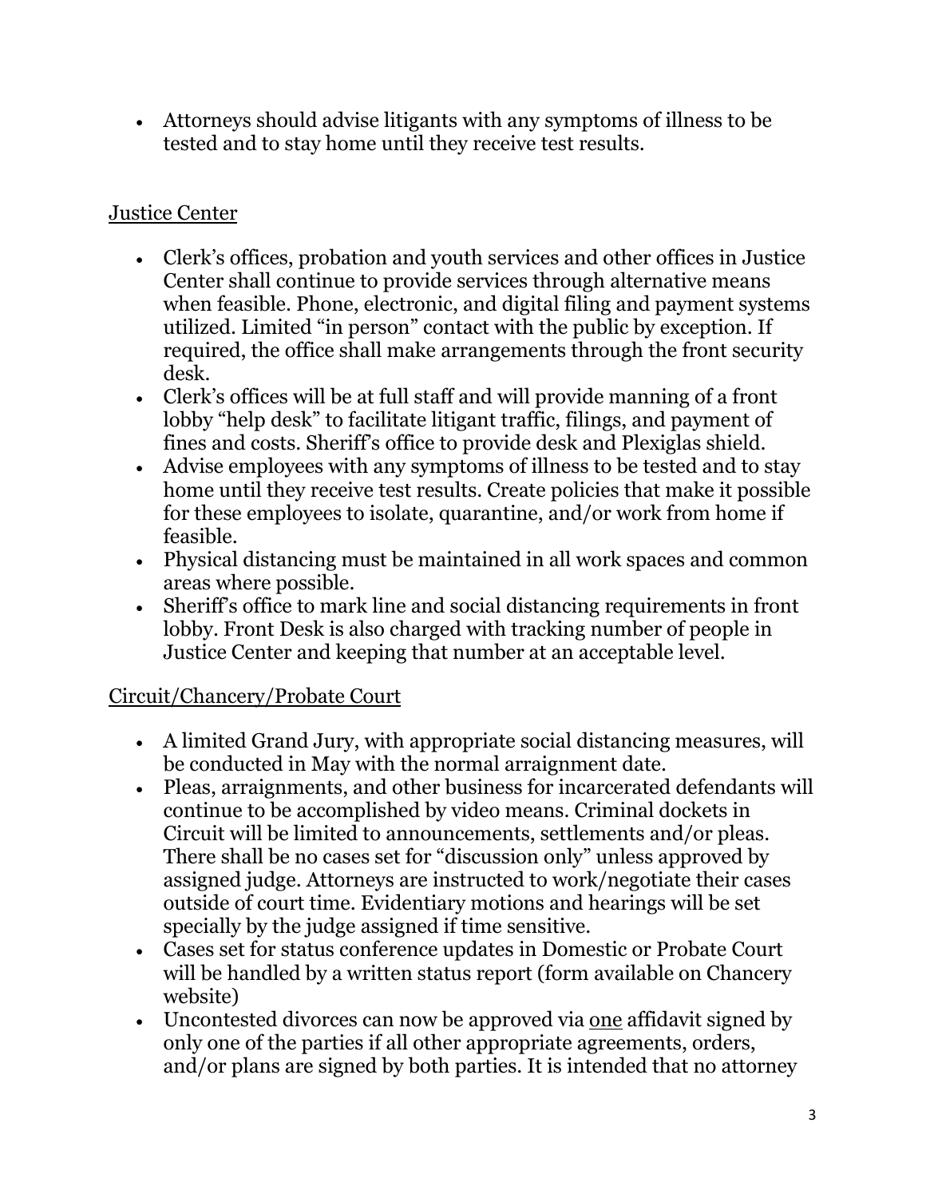- Attorneys should advise litigants with any symptoms of illness to be tested and to stay home until they receive test results.

<u>Justice Center</u>

- Clerk's offices, probation and youth services and other offices in Justice Center shall continue to provide services through alternative means when feasible. Phone, electronic, and digital filing and payment systems utilized. Limited "in person" contact with the public by exception. If required, the office shall make arrangements through the front security desk.
- Clerk's offices will be at full staff and will provide manning of a front lobby "help desk" to facilitate litigant traffic, filings, and payment of fines and costs. Sheriff's office to provide desk and Plexiglas shield.
- Advise employees with any symptoms of illness to be tested and to stay home until they receive test results. Create policies that make it possible for these employees to isolate, quarantine, and/or work from home if feasible.
- Physical distancing must be maintained in all work spaces and common areas where possible.
- Sheriff's office to mark line and social distancing requirements in front lobby. Front Desk is also charged with tracking number of people in Justice Center and keeping that number at an acceptable level.

<u>Circuit/Chancery/Probate Court</u>

- A limited Grand Jury, with appropriate social distancing measures, will be conducted in May with the normal arraignment date.
- Pleas, arraignments, and other business for incarcerated defendants will continue to be accomplished by video means. Criminal dockets in Circuit will be limited to announcements, settlements and/or pleas. There shall be no cases set for "discussion only" unless approved by assigned judge. Attorneys are instructed to work/negotiate their cases outside of court time. Evidentiary motions and hearings will be set specially by the judge assigned if time sensitive.
- Cases set for status conference updates in Domestic or Probate Court will be handled by a written status report (form available on Chancery website)
- Uncontested divorces can now be approved via <u>one</u> affidavit signed by only one of the parties if all other appropriate agreements, orders, and/or plans are signed by both parties. It is intended that no attorney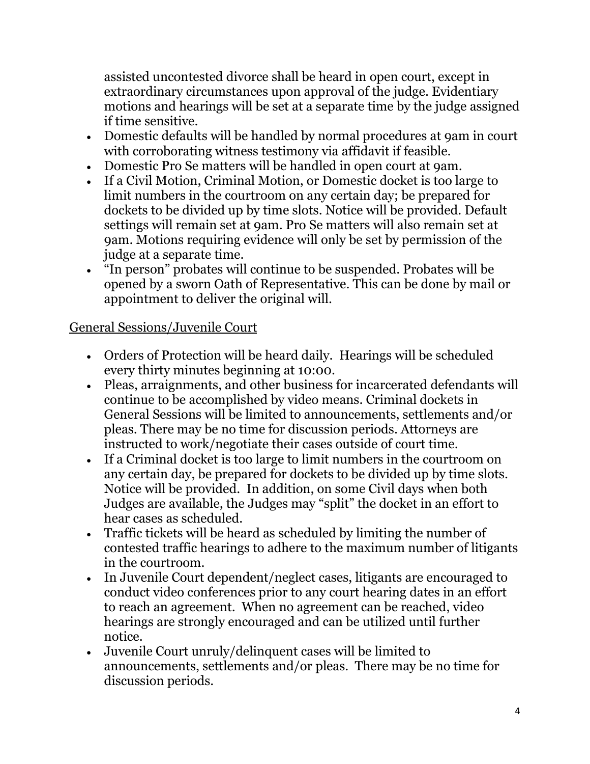assisted uncontested divorce shall be heard in open court, except in extraordinary circumstances upon approval of the judge. Evidentiary motions and hearings will be set at a separate time by the judge assigned if time sensitive.

- Domestic defaults will be handled by normal procedures at 9am in court with corroborating witness testimony via affidavit if feasible.
- Domestic Pro Se matters will be handled in open court at 9am.
- If a Civil Motion, Criminal Motion, or Domestic docket is too large to limit numbers in the courtroom on any certain day; be prepared for dockets to be divided up by time slots. Notice will be provided. Default settings will remain set at 9am. Pro Se matters will also remain set at 9am. Motions requiring evidence will only be set by permission of the judge at a separate time.
- "In person" probates will continue to be suspended. Probates will be opened by a sworn Oath of Representative. This can be done by mail or appointment to deliver the original will.

<u>General Sessions/Juvenile Court</u>

- Orders of Protection will be heard daily. Hearings will be scheduled every thirty minutes beginning at 10:00.
- Pleas, arraignments, and other business for incarcerated defendants will continue to be accomplished by video means. Criminal dockets in General Sessions will be limited to announcements, settlements and/or pleas. There may be no time for discussion periods. Attorneys are instructed to work/negotiate their cases outside of court time.
- If a Criminal docket is too large to limit numbers in the courtroom on any certain day, be prepared for dockets to be divided up by time slots. Notice will be provided. In addition, on some Civil days when both Judges are available, the Judges may "split" the docket in an effort to hear cases as scheduled.
- Traffic tickets will be heard as scheduled by limiting the number of contested traffic hearings to adhere to the maximum number of litigants in the courtroom.
- In Juvenile Court dependent/neglect cases, litigants are encouraged to conduct video conferences prior to any court hearing dates in an effort to reach an agreement. When no agreement can be reached, video hearings are strongly encouraged and can be utilized until further notice.
- Juvenile Court unruly/delinquent cases will be limited to announcements, settlements and/or pleas. There may be no time for discussion periods.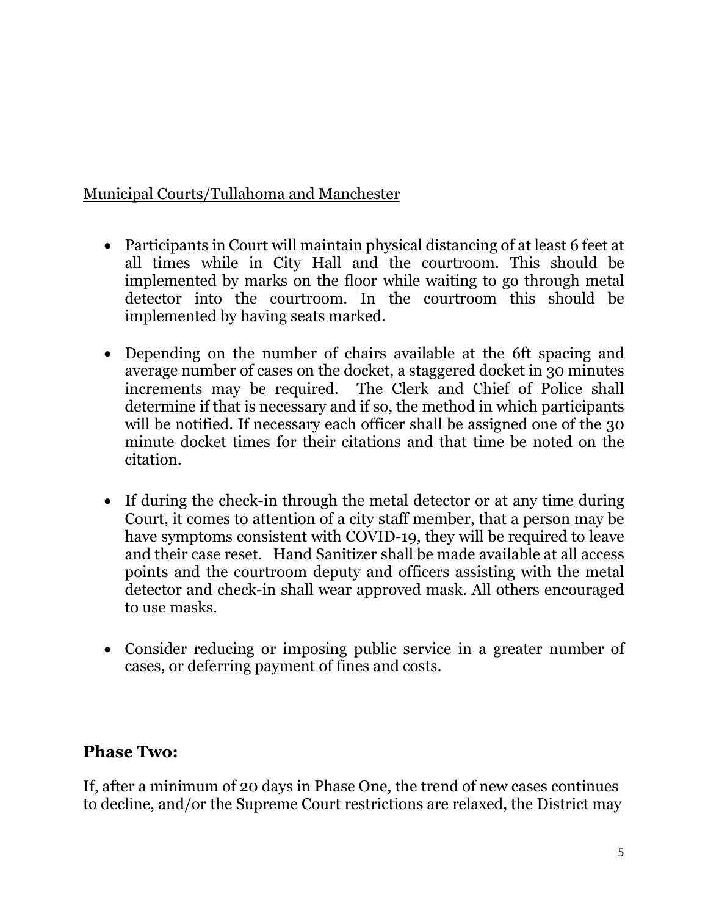Municipal Courts/Tullahoma and Manchester

- Participants in Court will maintain physical distancing of at least 6 feet at all times while in City Hall and the courtroom. This should be implemented by marks on the floor while waiting to go through metal detector into the courtroom. In the courtroom this should be implemented by having seats marked.

- Depending on the number of chairs available at the 6ft spacing and average number of cases on the docket, a staggered docket in 30 minutes increments may be required. The Clerk and Chief of Police shall determine if that is necessary and if so, the method in which participants will be notified. If necessary each officer shall be assigned one of the 30 minute docket times for their citations and that time be noted on the citation.

- If during the check-in through the metal detector or at any time during Court, it comes to attention of a city staff member, that a person may be have symptoms consistent with COVID-19, they will be required to leave and their case reset. Hand Sanitizer shall be made available at all access points and the courtroom deputy and officers assisting with the metal detector and check-in shall wear approved mask. All others encouraged to use masks.

- Consider reducing or imposing public service in a greater number of cases, or deferring payment of fines and costs.

## Phase Two:

If, after a minimum of 20 days in Phase One, the trend of new cases continues to decline, and/or the Supreme Court restrictions are relaxed, the District may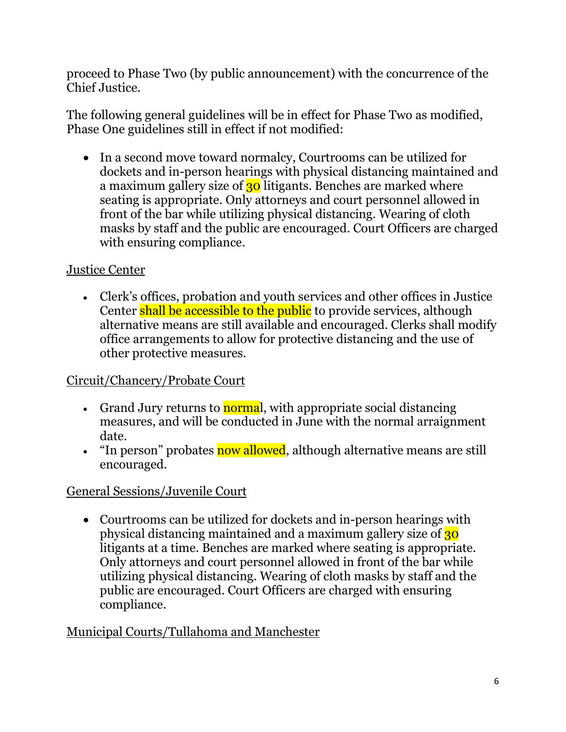proceed to Phase Two (by public announcement) with the concurrence of the Chief Justice.

The following general guidelines will be in effect for Phase Two as modified, Phase One guidelines still in effect if not modified:

- In a second move toward normalcy, Courtrooms can be utilized for dockets and in-person hearings with physical distancing maintained and a maximum gallery size of 30 litigants. Benches are marked where seating is appropriate. Only attorneys and court personnel allowed in front of the bar while utilizing physical distancing. Wearing of cloth masks by staff and the public are encouraged. Court Officers are charged with ensuring compliance.

<u>Justice Center</u>

- Clerk's offices, probation and youth services and other offices in Justice Center shall be accessible to the public to provide services, although alternative means are still available and encouraged. Clerks shall modify office arrangements to allow for protective distancing and the use of other protective measures.

<u>Circuit/Chancery/Probate Court</u>

- Grand Jury returns to normal, with appropriate social distancing measures, and will be conducted in June with the normal arraignment date.
- "In person" probates now allowed, although alternative means are still encouraged.

<u>General Sessions/Juvenile Court</u>

- Courtrooms can be utilized for dockets and in-person hearings with physical distancing maintained and a maximum gallery size of 30 litigants at a time. Benches are marked where seating is appropriate. Only attorneys and court personnel allowed in front of the bar while utilizing physical distancing. Wearing of cloth masks by staff and the public are encouraged. Court Officers are charged with ensuring compliance.

<u>Municipal Courts/Tullahoma and Manchester</u>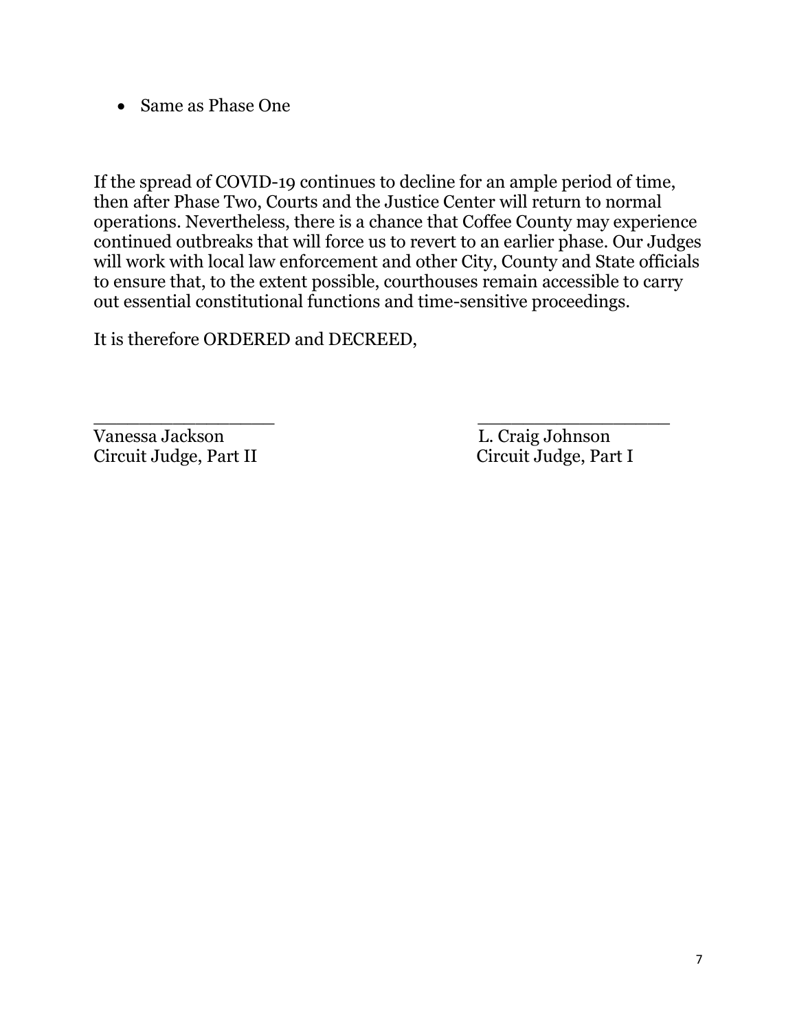- Same as Phase One

If the spread of COVID-19 continues to decline for an ample period of time, then after Phase Two, Courts and the Justice Center will return to normal operations. Nevertheless, there is a chance that Coffee County may experience continued outbreaks that will force us to revert to an earlier phase. Our Judges will work with local law enforcement and other City, County and State officials to ensure that, to the extent possible, courthouses remain accessible to carry out essential constitutional functions and time-sensitive proceedings.

It is therefore ORDERED and DECREED,

| | |
|---|---|
| ________________ | _________________ |
| Vanessa Jackson | L. Craig Johnson |
| Circuit Judge, Part II | Circuit Judge, Part I |